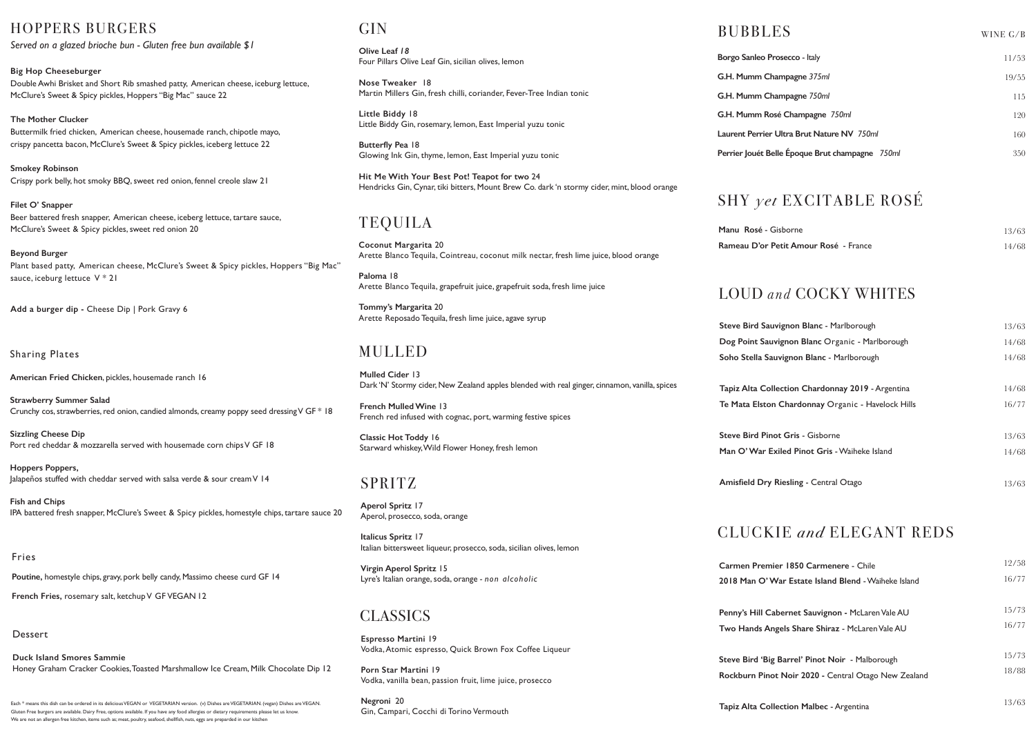# HOPPERS BURGERS

*Served on a glazed brioche bun - Gluten free bun available $1*

**Big Hop Cheeseburger**
Double Awhi Brisket and Short Rib smashed patty, American cheese, iceburg lettuce, McClure's Sweet & Spicy pickles, Hoppers "Big Mac" sauce 22

**The Mother Clucker**
Buttermilk fried chicken, American cheese, housemade ranch, chipotle mayo, crispy pancetta bacon, McClure's Sweet & Spicy pickles, iceberg lettuce 22

**Smokey Robinson**
Crispy pork belly, hot smoky BBQ, sweet red onion, fennel creole slaw 21

**Filet O' Snapper**
Beer battered fresh snapper, American cheese, iceberg lettuce, tartare sauce, McClure's Sweet & Spicy pickles, sweet red onion 20

**Beyond Burger**
Plant based patty, American cheese, McClure's Sweet & Spicy pickles, Hoppers "Big Mac" sauce, iceburg lettuce V * 21

**Add a burger dip -** Cheese Dip | Pork Gravy 6

## Sharing Plates

**American Fried Chicken**, pickles, housemade ranch 16

**Strawberry Summer Salad**
Crunchy cos, strawberries, red onion, candied almonds, creamy poppy seed dressing V GF * 18

**Sizzling Cheese Dip**
Port red cheddar & mozzarella served with housemade corn chips V GF 18

**Hoppers Poppers,**
Jalapeños stuffed with cheddar served with salsa verde & sour cream V 14

**Fish and Chips**
IPA battered fresh snapper, McClure's Sweet & Spicy pickles, homestyle chips, tartare sauce 20

## Fries

**Poutine,** homestyle chips, gravy, pork belly candy, Massimo cheese curd GF 14

**French Fries,** rosemary salt, ketchup V GF VEGAN 12

## Dessert

**Duck Island Smores Sammie**
Honey Graham Cracker Cookies, Toasted Marshmallow Ice Cream, Milk Chocolate Dip 12

Each * means this dish can be ordered in its delicious VEGAN or VEGETARIAN version. (v) Dishes are VEGETARIAN. (vegan) Dishes are VEGAN. Gluten Free burgers are available. Dairy Free, options available. If you have any food allergies or dietary requirements please let us know. We are not an allergen free kitchen, items such as; meat, poultry, seafood, shellfish, nuts, eggs are preparded in our kitchen

# GIN

**Olive Leaf** *18*
Four Pillars Olive Leaf Gin, sicilian olives, lemon

**Nose Tweaker** 18
Martin Millers Gin, fresh chilli, coriander, Fever-Tree Indian tonic

**Little Biddy** 18
Little Biddy Gin, rosemary, lemon, East Imperial yuzu tonic

**Butterfly Pea** 18
Glowing Ink Gin, thyme, lemon, East Imperial yuzu tonic

**Hit Me With Your Best Pot! Teapot for two** 24
Hendricks Gin, Cynar, tiki bitters, Mount Brew Co. dark 'n stormy cider, mint, blood orange

# TEQUILA

**Coconut Margarita** 20
Arette Blanco Tequila, Cointreau, coconut milk nectar, fresh lime juice, blood orange

**Paloma** 18
Arette Blanco Tequila, grapefruit juice, grapefruit soda, fresh lime juice

**Tommy's Margarita** 20
Arette Reposado Tequila, fresh lime juice, agave syrup

# MULLED

**Mulled Cider** 13
Dark 'N' Stormy cider, New Zealand apples blended with real ginger, cinnamon, vanilla, spices

**French Mulled Wine** 13
French red infused with cognac, port, warming festive spices

**Classic Hot Toddy** 16
Starward whiskey, Wild Flower Honey, fresh lemon

# SPRITZ

**Aperol Spritz** 17
Aperol, prosecco, soda, orange

**Italicus Spritz** 17
Italian bittersweet liqueur, prosecco, soda, sicilian olives, lemon

**Virgin Aperol Spritz** 15
Lyre's Italian orange, soda, orange - *non alcoholic*

# CLASSICS

**Espresso Martini** 19
Vodka, Atomic espresso, Quick Brown Fox Coffee Liqueur

**Porn Star Martini** 19
Vodka, vanilla bean, passion fruit, lime juice, prosecco

**Negroni** 20
Gin, Campari, Cocchi di Torino Vermouth

# BUBBLES

WINE G/B

| | |
|---|---|
| **Borgo Sanleo Prosecco** - Italy | 11/53 |
| **G.H. Mumm Champagne** *375ml* | 19/55 |
| **G.H. Mumm Champagne** *750ml* | 115 |
| **G.H. Mumm Rosé Champagne** *750ml* | 120 |
| **Laurent Perrier Ultra Brut Nature NV** *750ml* | 160 |
| **Perrier Jouët Belle Époque Brut champagne** *750ml* | 350 |

# SHY *yet* EXCITABLE ROSÉ

| | |
|---|---|
| **Manu Rosé** - Gisborne | 13/63 |
| **Rameau D'or Petit Amour Rosé** - France | 14/68 |

# LOUD *and* COCKY WHITES

| | |
|---|---|
| **Steve Bird Sauvignon Blanc** - Marlborough | 13/63 |
| **Dog Point Sauvignon Blanc** Organic - Marlborough | 14/68 |
| **Soho Stella Sauvignon Blanc** - Marlborough | 14/68 |
| **Tapiz Alta Collection Chardonnay 2019** - Argentina | 14/68 |
| **Te Mata Elston Chardonnay** Organic - Havelock Hills | 16/77 |
| **Steve Bird Pinot Gris** - Gisborne | 13/63 |
| **Man O' War Exiled Pinot Gris** - Waiheke Island | 14/68 |
| **Amisfield Dry Riesling** - Central Otago | 13/63 |

# CLUCKIE *and* ELEGANT REDS

| | |
|---|---|
| **Carmen Premier 1850 Carmenere** - Chile | 12/58 |
| **2018 Man O' War Estate Island Blend** - Waiheke Island | 16/77 |
| **Penny's Hill Cabernet Sauvignon** - McLaren Vale AU | 15/73 |
| **Two Hands Angels Share Shiraz** - McLaren Vale AU | 16/77 |
| **Steve Bird 'Big Barrel' Pinot Noir** - Malborough | 15/73 |
| **Rockburn Pinot Noir 2020** - Central Otago New Zealand | 18/88 |
| **Tapiz Alta Collection Malbec** - Argentina | 13/63 |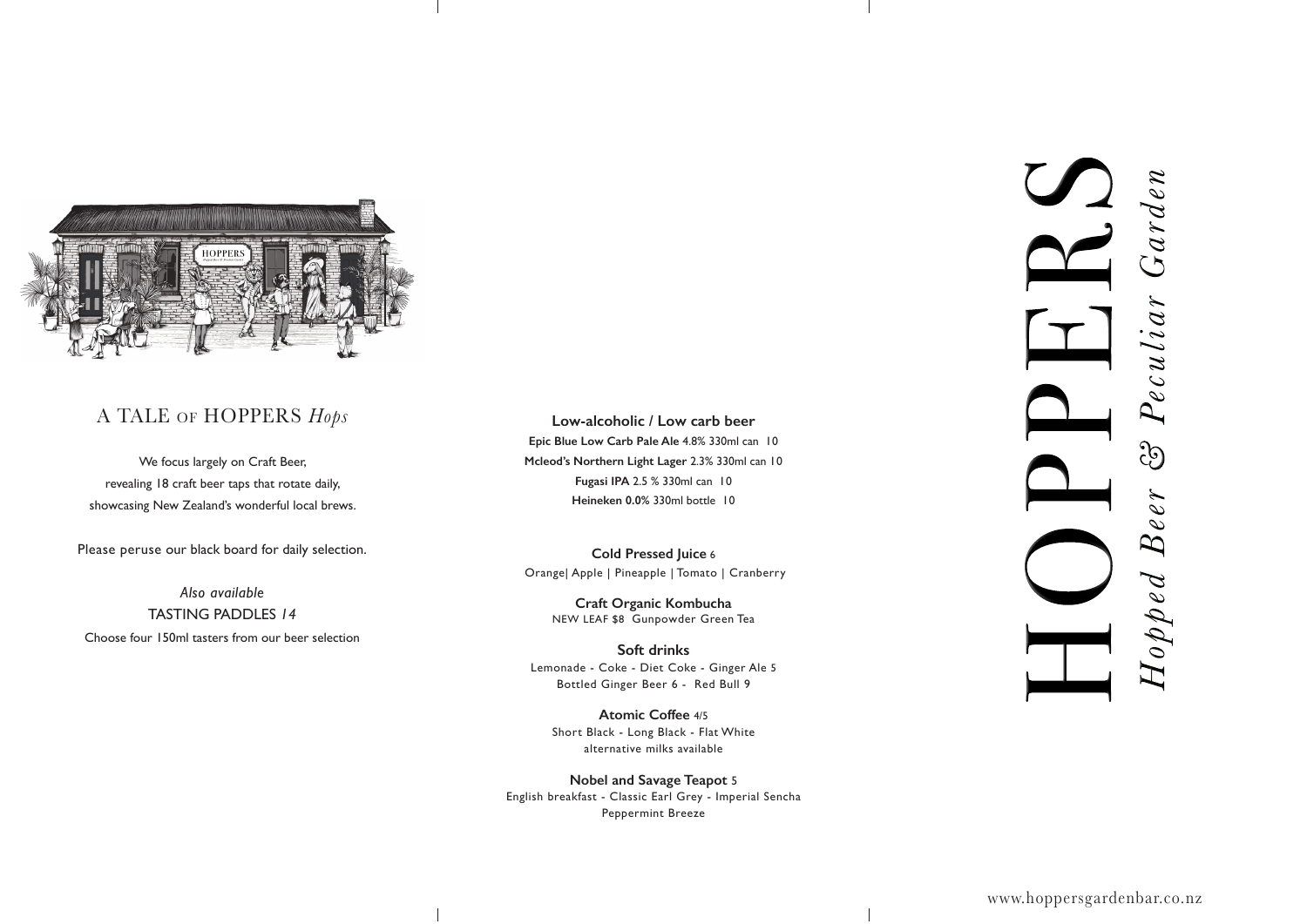## A TALE OF HOPPERS *Hops*

We focus largely on Craft Beer,
revealing 18 craft beer taps that rotate daily,
showcasing New Zealand's wonderful local brews.

Please peruse our black board for daily selection.

*Also available*
TASTING PADDLES *14*
Choose four 150ml tasters from our beer selection

**Low-alcoholic / Low carb beer**

**Epic Blue Low Carb Pale Ale** 4.8% 330ml can 10
**Mcleod's Northern Light Lager** 2.3% 330ml can 10
**Fugasi IPA** 2.5 % 330ml can 10
**Heineken 0.0%** 330ml bottle 10

**Cold Pressed Juice** 6
Orange| Apple | Pineapple | Tomato | Cranberry

**Craft Organic Kombucha**
NEW LEAF $8 Gunpowder Green Tea

**Soft drinks**
Lemonade - Coke - Diet Coke - Ginger Ale 5
Bottled Ginger Beer 6 - Red Bull 9

**Atomic Coffee** 4/5
Short Black - Long Black - Flat White
alternative milks available

**Nobel and Savage Teapot** 5
English breakfast - Classic Earl Grey - Imperial Sencha
Peppermint Breeze

# HOPPERS

*Hopped Beer & Peculiar Garden*

www.hoppersgardenbar.co.nz